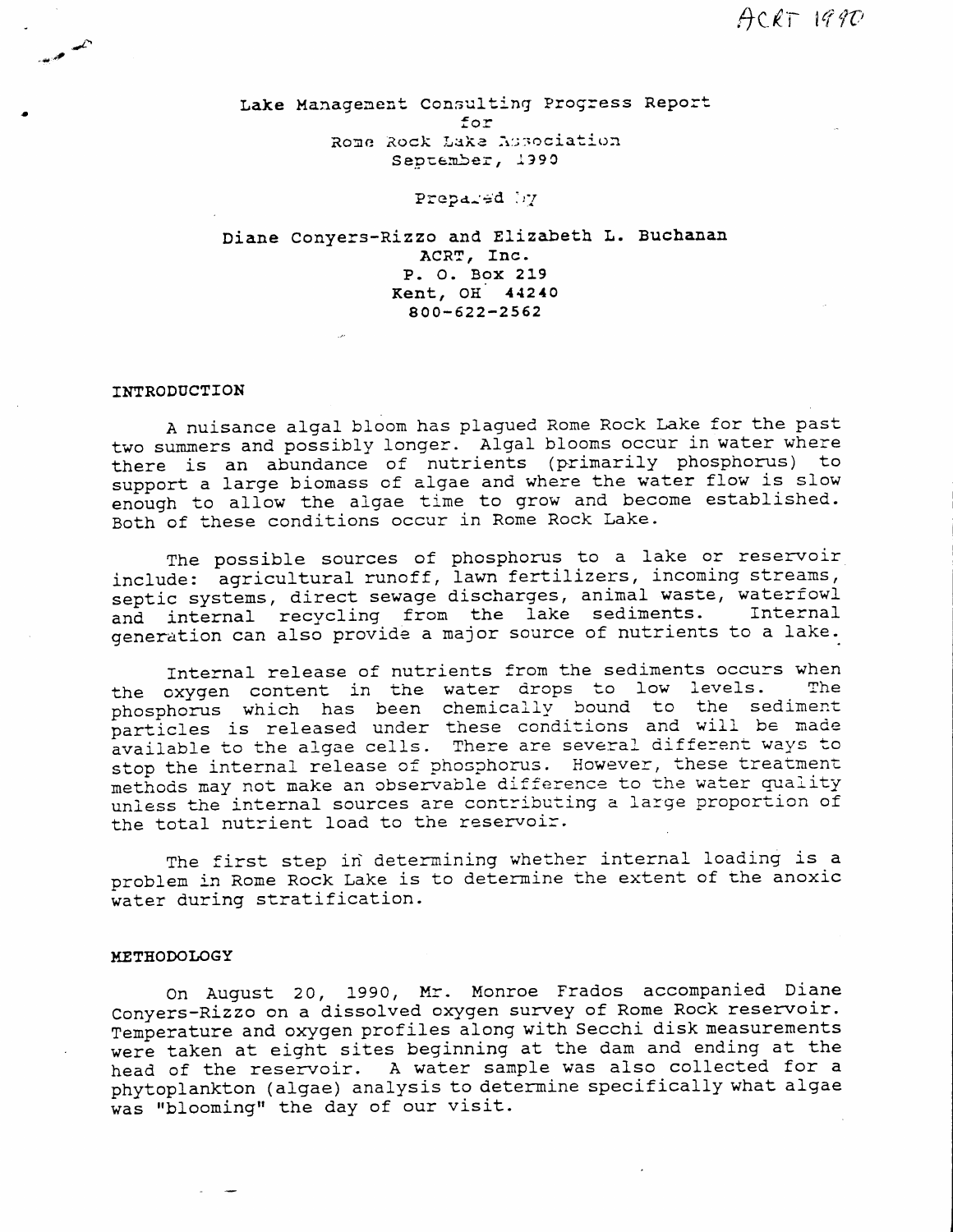ACRT 1990

Lake Management Consulting Progress Report
for
Rome Rock Lake Association
September, 1990

Prepared by

Diane Conyers-Rizzo and Elizabeth L. Buchanan
ACRT, Inc.
P. O. Box 219
Kent, OH 44240
800-622-2562

## INTRODUCTION

A nuisance algal bloom has plagued Rome Rock Lake for the past two summers and possibly longer. Algal blooms occur in water where there is an abundance of nutrients (primarily phosphorus) to support a large biomass of algae and where the water flow is slow enough to allow the algae time to grow and become established. Both of these conditions occur in Rome Rock Lake.

The possible sources of phosphorus to a lake or reservoir include: agricultural runoff, lawn fertilizers, incoming streams, septic systems, direct sewage discharges, animal waste, waterfowl and internal recycling from the lake sediments. Internal generation can also provide a major source of nutrients to a lake.

Internal release of nutrients from the sediments occurs when the oxygen content in the water drops to low levels. The phosphorus which has been chemically bound to the sediment particles is released under these conditions and will be made available to the algae cells. There are several different ways to stop the internal release of phosphorus. However, these treatment methods may not make an observable difference to the water quality unless the internal sources are contributing a large proportion of the total nutrient load to the reservoir.

The first step in determining whether internal loading is a problem in Rome Rock Lake is to determine the extent of the anoxic water during stratification.

## METHODOLOGY

On August 20, 1990, Mr. Monroe Frados accompanied Diane Conyers-Rizzo on a dissolved oxygen survey of Rome Rock reservoir. Temperature and oxygen profiles along with Secchi disk measurements were taken at eight sites beginning at the dam and ending at the head of the reservoir. A water sample was also collected for a phytoplankton (algae) analysis to determine specifically what algae was "blooming" the day of our visit.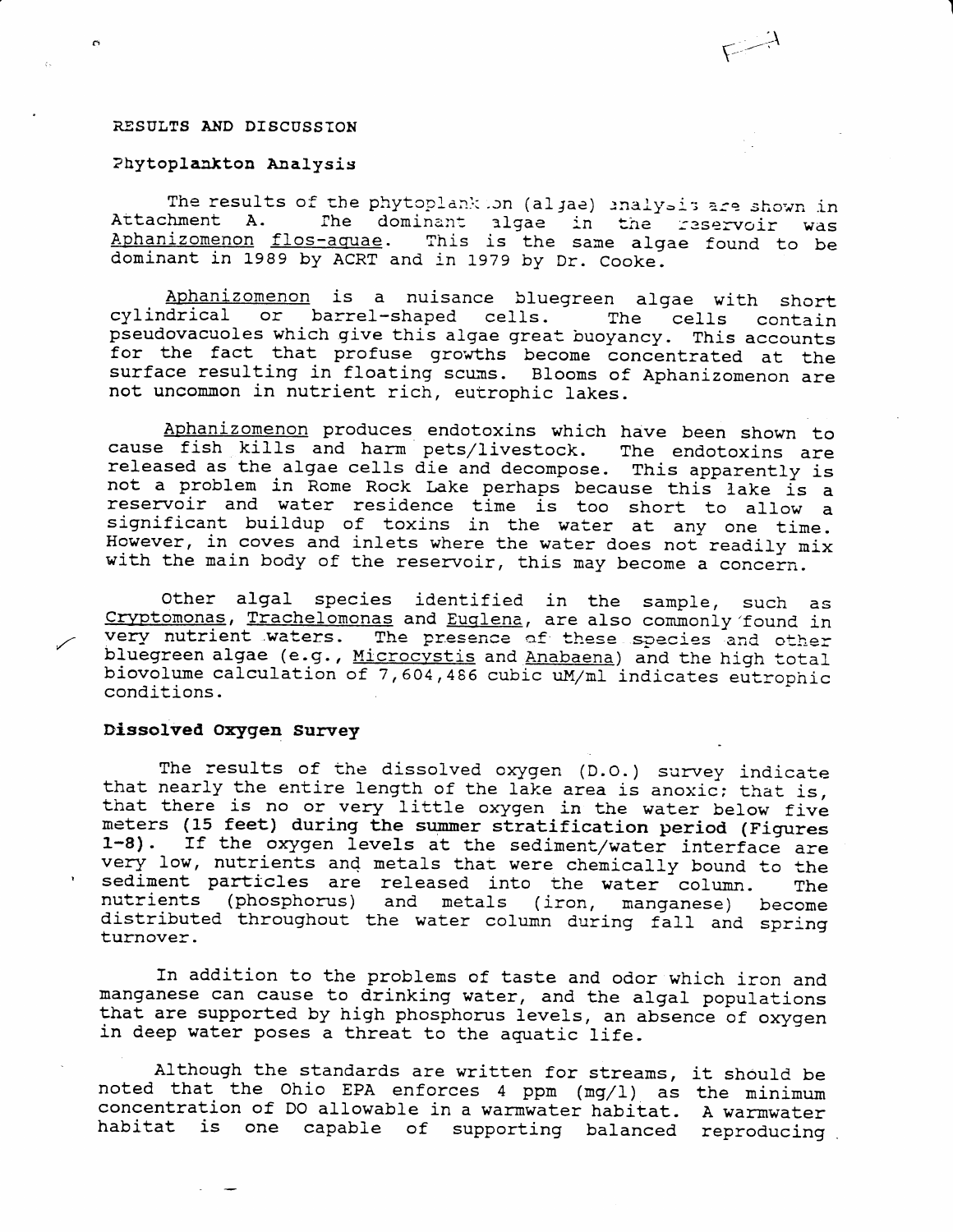## RESULTS AND DISCUSSION

### Phytoplankton Analysis

The results of the phytoplankton (algae) analysis are shown in Attachment A. The dominant algae in the reservoir was *Aphanizomenon flos-aquae*. This is the same algae found to be dominant in 1989 by ACRT and in 1979 by Dr. Cooke.

*Aphanizomenon* is a nuisance bluegreen algae with short cylindrical or barrel-shaped cells. The cells contain pseudovacuoles which give this algae great buoyancy. This accounts for the fact that profuse growths become concentrated at the surface resulting in floating scums. Blooms of Aphanizomenon are not uncommon in nutrient rich, eutrophic lakes.

*Aphanizomenon* produces endotoxins which have been shown to cause fish kills and harm pets/livestock. The endotoxins are released as the algae cells die and decompose. This apparently is not a problem in Rome Rock Lake perhaps because this lake is a reservoir and water residence time is too short to allow a significant buildup of toxins in the water at any one time. However, in coves and inlets where the water does not readily mix with the main body of the reservoir, this may become a concern.

Other algal species identified in the sample, such as *Cryptomonas*, *Trachelomonas* and *Euglena*, are also commonly found in very nutrient waters. The presence of these species and other bluegreen algae (e.g., *Microcystis* and *Anabaena*) and the high total biovolume calculation of 7,604,486 cubic uM/ml indicates eutrophic conditions.

### Dissolved Oxygen Survey

The results of the dissolved oxygen (D.O.) survey indicate that nearly the entire length of the lake area is anoxic; that is, that there is no or very little oxygen in the water below five meters (15 feet) during the summer stratification period (Figures 1-8). If the oxygen levels at the sediment/water interface are very low, nutrients and metals that were chemically bound to the sediment particles are released into the water column. The nutrients (phosphorus) and metals (iron, manganese) become distributed throughout the water column during fall and spring turnover.

In addition to the problems of taste and odor which iron and manganese can cause to drinking water, and the algal populations that are supported by high phosphorus levels, an absence of oxygen in deep water poses a threat to the aquatic life.

Although the standards are written for streams, it should be noted that the Ohio EPA enforces 4 ppm (mg/l) as the minimum concentration of DO allowable in a warmwater habitat. A warmwater habitat is one capable of supporting balanced reproducing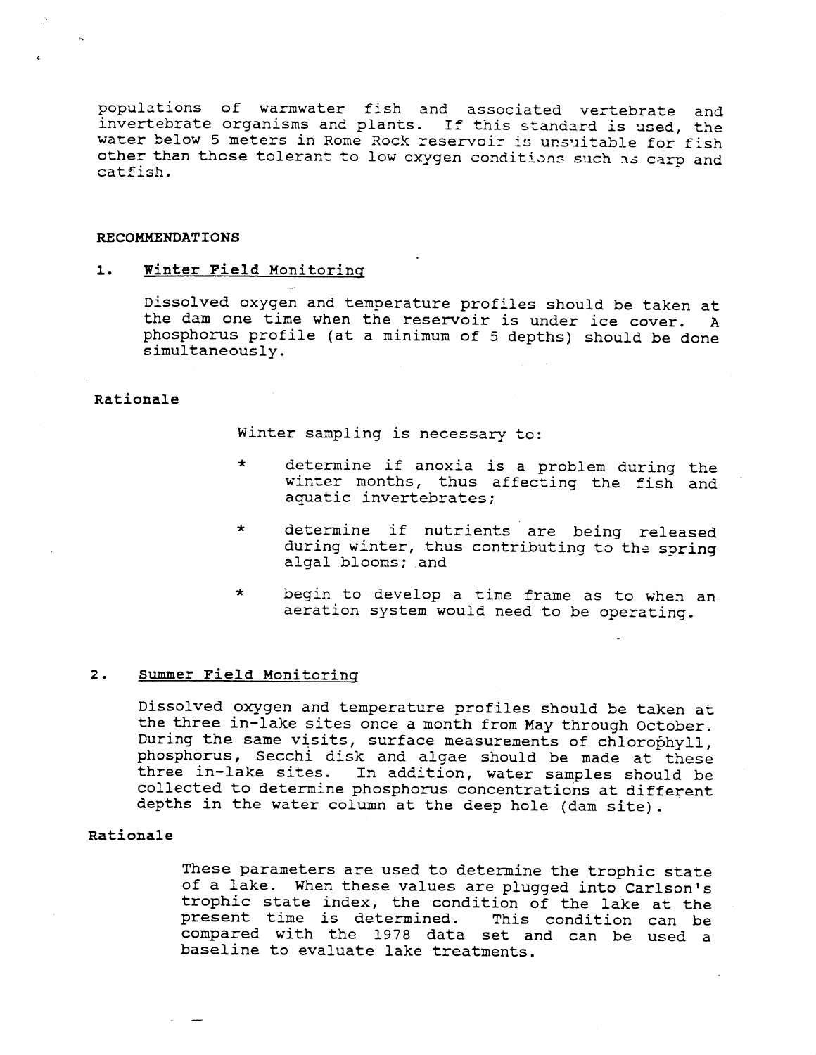populations of warmwater fish and associated vertebrate and invertebrate organisms and plants. If this standard is used, the water below 5 meters in Rome Rock reservoir is unsuitable for fish other than those tolerant to low oxygen conditions such as carp and catfish.

**RECOMMENDATIONS**

1. **Winter Field Monitoring**

   Dissolved oxygen and temperature profiles should be taken at the dam one time when the reservoir is under ice cover. A phosphorus profile (at a minimum of 5 depths) should be done simultaneously.

**Rationale**

Winter sampling is necessary to:

* determine if anoxia is a problem during the winter months, thus affecting the fish and aquatic invertebrates;
* determine if nutrients are being released during winter, thus contributing to the spring algal blooms; and
* begin to develop a time frame as to when an aeration system would need to be operating.

2. **Summer Field Monitoring**

   Dissolved oxygen and temperature profiles should be taken at the three in-lake sites once a month from May through October. During the same visits, surface measurements of chlorophyll, phosphorus, Secchi disk and algae should be made at these three in-lake sites. In addition, water samples should be collected to determine phosphorus concentrations at different depths in the water column at the deep hole (dam site).

**Rationale**

These parameters are used to determine the trophic state of a lake. When these values are plugged into Carlson's trophic state index, the condition of the lake at the present time is determined. This condition can be compared with the 1978 data set and can be used a baseline to evaluate lake treatments.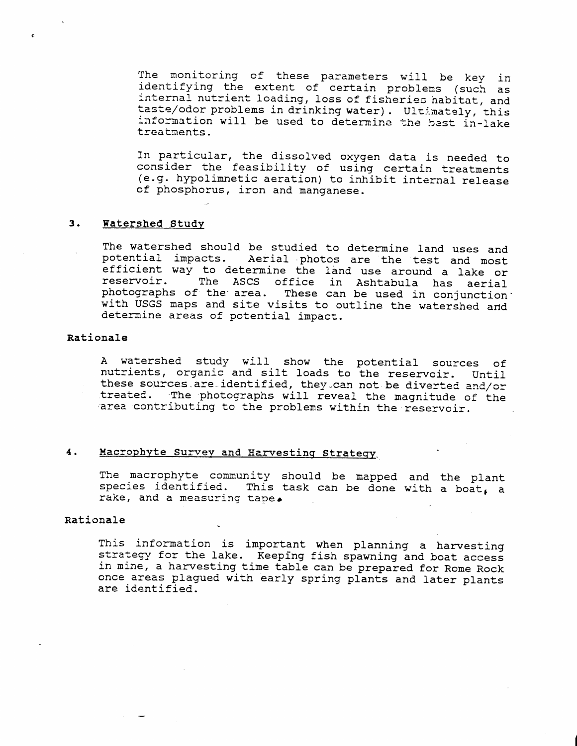The monitoring of these parameters will be key in identifying the extent of certain problems (such as internal nutrient loading, loss of fisheries habitat, and taste/odor problems in drinking water). Ultimately, this information will be used to determine the best in-lake treatments.

In particular, the dissolved oxygen data is needed to consider the feasibility of using certain treatments (e.g. hypolimnetic aeration) to inhibit internal release of phosphorus, iron and manganese.

### 3. Watershed Study

The watershed should be studied to determine land uses and potential impacts. Aerial photos are the test and most efficient way to determine the land use around a lake or reservoir. The ASCS office in Ashtabula has aerial photographs of the area. These can be used in conjunction with USGS maps and site visits to outline the watershed and determine areas of potential impact.

**Rationale**

A watershed study will show the potential sources of nutrients, organic and silt loads to the reservoir. Until these sources are identified, they can not be diverted and/or treated. The photographs will reveal the magnitude of the area contributing to the problems within the reservoir.

### 4. Macrophyte Survey and Harvesting Strategy

The macrophyte community should be mapped and the plant species identified. This task can be done with a boat, a rake, and a measuring tape.

**Rationale**

This information is important when planning a harvesting strategy for the lake. Keeping fish spawning and boat access in mine, a harvesting time table can be prepared for Rome Rock once areas plagued with early spring plants and later plants are identified.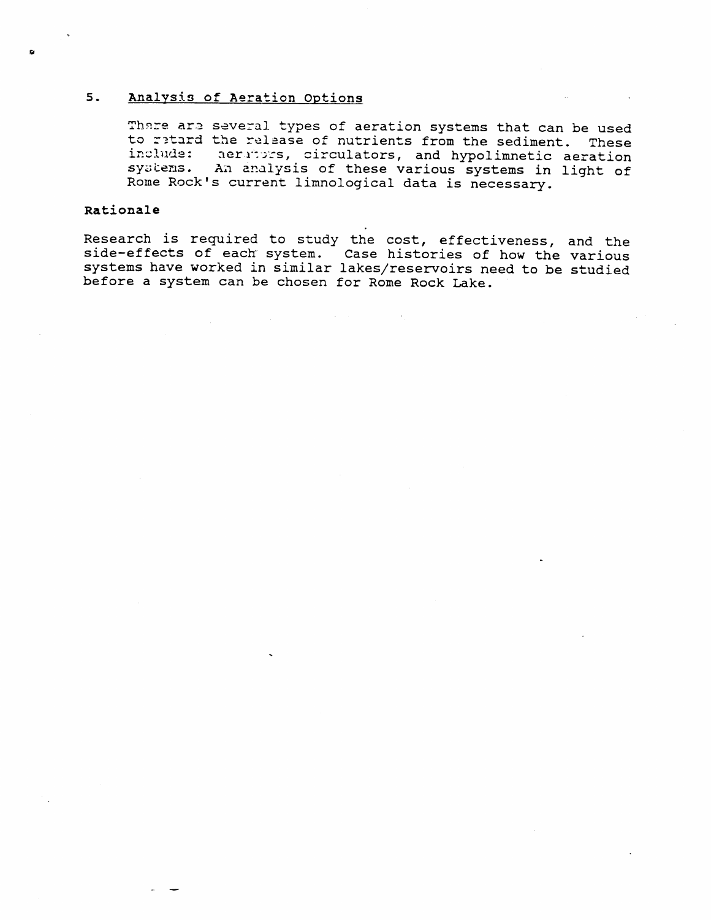## 5. Analysis of Aeration Options

There are several types of aeration systems that can be used to retard the release of nutrients from the sediment. These include: aerators, circulators, and hypolimnetic aeration systems. An analysis of these various systems in light of Rome Rock's current limnological data is necessary.

**Rationale**

Research is required to study the cost, effectiveness, and the side-effects of each system. Case histories of how the various systems have worked in similar lakes/reservoirs need to be studied before a system can be chosen for Rome Rock Lake.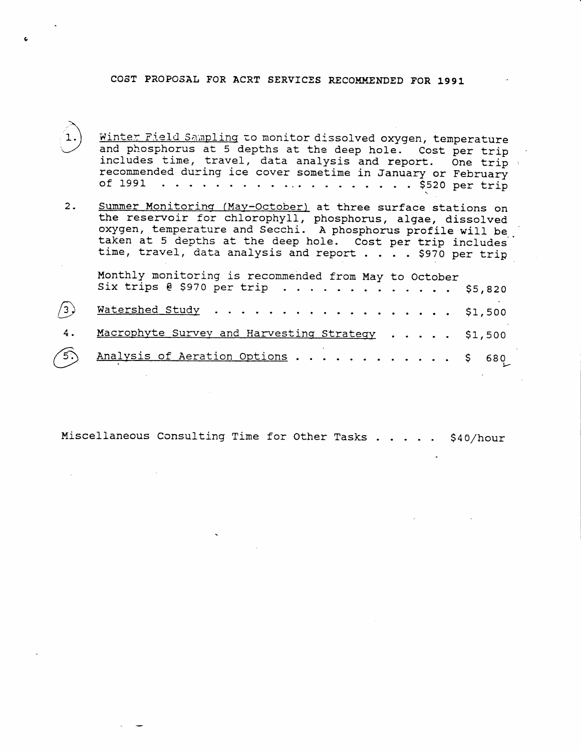# COST PROPOSAL FOR ACRT SERVICES RECOMMENDED FOR 1991

1. Winter Field Sampling to monitor dissolved oxygen, temperature and phosphorus at 5 depths at the deep hole. Cost per trip includes time, travel, data analysis and report. One trip recommended during ice cover sometime in January or February of 1991 . . . . . . . . . . . . . . . . . . . . $520 per trip

2. Summer Monitoring (May-October) at three surface stations on the reservoir for chlorophyll, phosphorus, algae, dissolved oxygen, temperature and Secchi. A phosphorus profile will be taken at 5 depths at the deep hole. Cost per trip includes time, travel, data analysis and report . . . . $970 per trip

   Monthly monitoring is recommended from May to October
   Six trips @ $970 per trip . . . . . . . . . . . . . $5,820

3. Watershed Study . . . . . . . . . . . . . . . . . . . $1,500

4. Macrophyte Survey and Harvesting Strategy . . . . . $1,500

5. Analysis of Aeration Options . . . . . . . . . . . . $ 680

Miscellaneous Consulting Time for Other Tasks . . . . . $40/hour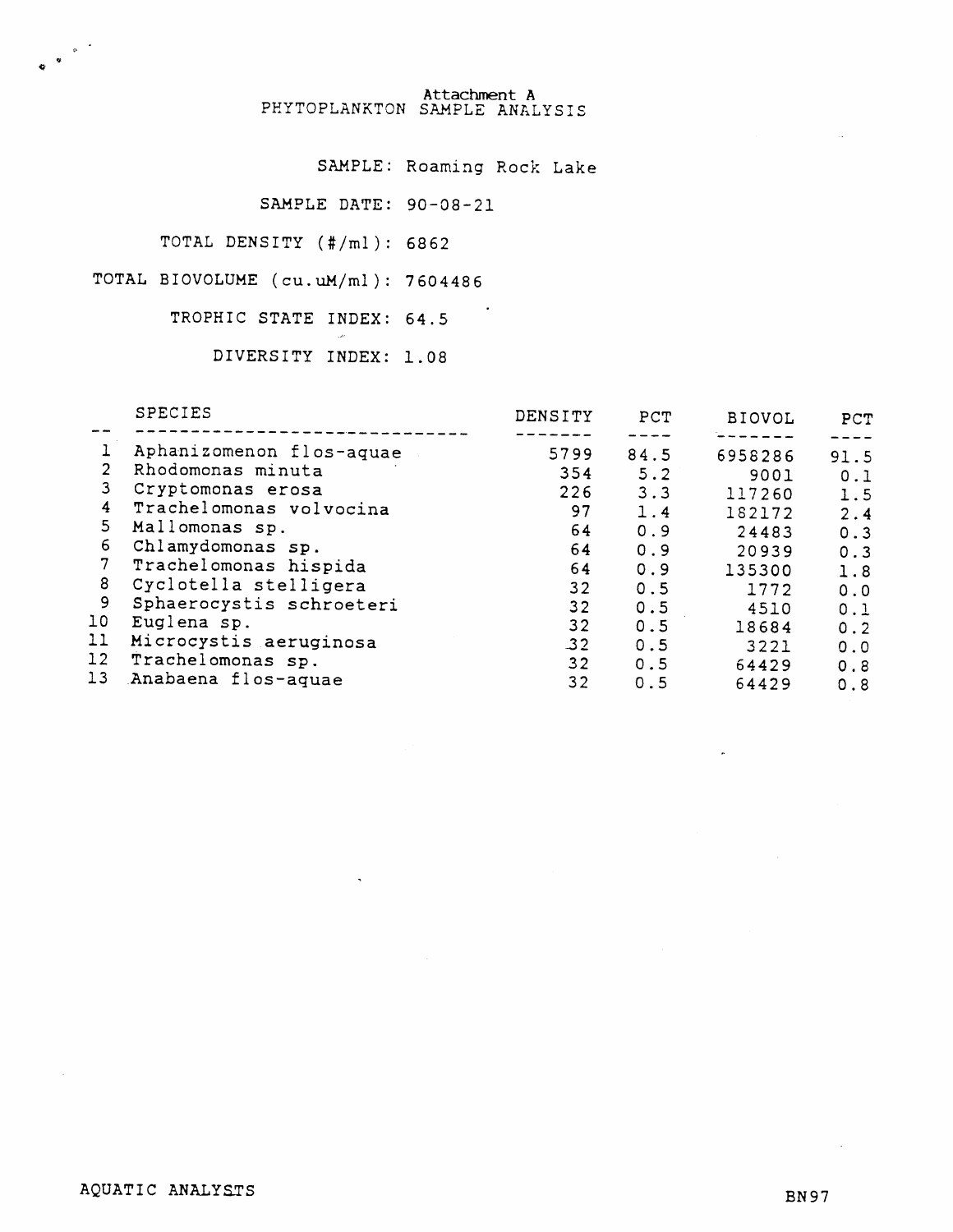# Attachment A
## PHYTOPLANKTON SAMPLE ANALYSIS

SAMPLE: Roaming Rock Lake

SAMPLE DATE: 90-08-21

TOTAL DENSITY (#/ml): 6862

TOTAL BIOVOLUME (cu.uM/ml): 7604486

TROPHIC STATE INDEX: 64.5

DIVERSITY INDEX: 1.08

| | SPECIES | DENSITY | PCT | BIOVOL | PCT |
|---|---|---|---|---|---|
| 1 | Aphanizomenon flos-aquae | 5799 | 84.5 | 6958286 | 91.5 |
| 2 | Rhodomonas minuta | 354 | 5.2 | 9001 | 0.1 |
| 3 | Cryptomonas erosa | 226 | 3.3 | 117260 | 1.5 |
| 4 | Trachelomonas volvocina | 97 | 1.4 | 182172 | 2.4 |
| 5 | Mallomonas sp. | 64 | 0.9 | 24483 | 0.3 |
| 6 | Chlamydomonas sp. | 64 | 0.9 | 20939 | 0.3 |
| 7 | Trachelomonas hispida | 64 | 0.9 | 135300 | 1.8 |
| 8 | Cyclotella stelligera | 32 | 0.5 | 1772 | 0.0 |
| 9 | Sphaerocystis schroeteri | 32 | 0.5 | 4510 | 0.1 |
| 10 | Euglena sp. | 32 | 0.5 | 18684 | 0.2 |
| 11 | Microcystis aeruginosa | 32 | 0.5 | 3221 | 0.0 |
| 12 | Trachelomonas sp. | 32 | 0.5 | 64429 | 0.8 |
| 13 | Anabaena flos-aquae | 32 | 0.5 | 64429 | 0.8 |

AQUATIC ANALYSTS

BN97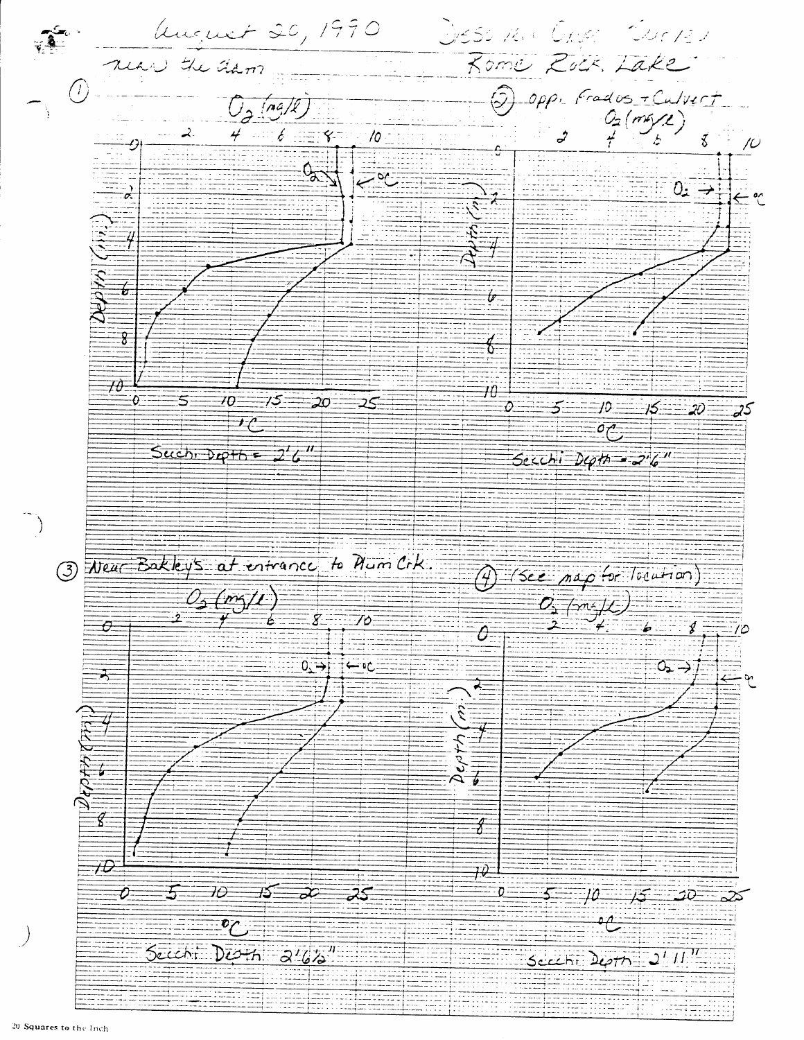August 20, 1990 Dissolved Oxygen Survey

Rome Rock Lake

near the dam

## ①

$O_2$ (mg/l)

Secchi Depth = 2'6"

## ② opp. Frados + Culvert

$O_2$ (mg/l)

Secchi Depth = 2'6"

## ③ Near Bakley's at entrance to Plum Crk.

$O_2$ (mg/l)

Secchi Depth 2'6½"

## ④ (See map for location)

$O_2$ (mg/l)

Secchi Depth 2'11"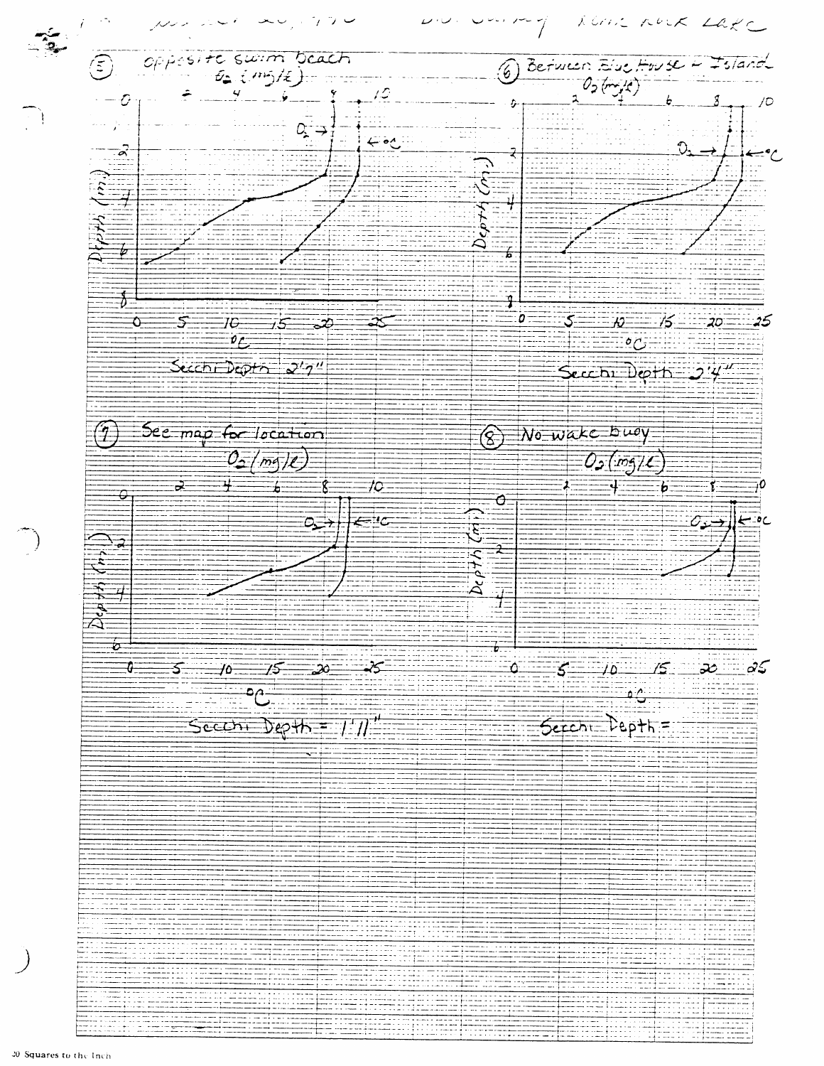⑤ opposite swim beach

$O_2$ (mg/l)

0 2 4 6 8 10

$O_2$ →

← °C

Depth (m)

0 2 4 6 8

0 5 10 15 20 25

°C

Secchi Depth 2'7"

⑥ Between Blue House + Island

$O_2$ (mg/l)

0 2 4 6 8 10

$O_2$ →

← °C

Depth (m)

0 2 4 6 8

0 5 10 15 20 25

°C

Secchi Depth 2'4"

⑦ See map for location

$O_2$ (mg/l)

2 4 6 8 10

$O_2$ →

← °C

Depth (m)

0 2 4 6

0 5 10 15 20 25

°C

Secchi Depth = 1'11"

⑧ No-wake buoy

$O_2$ (mg/l)

2 4 6 8 10

$O_2$ →

← °C

Depth (m)

0 2 4 6

0 5 10 15 20 25

°C

Secchi Depth =